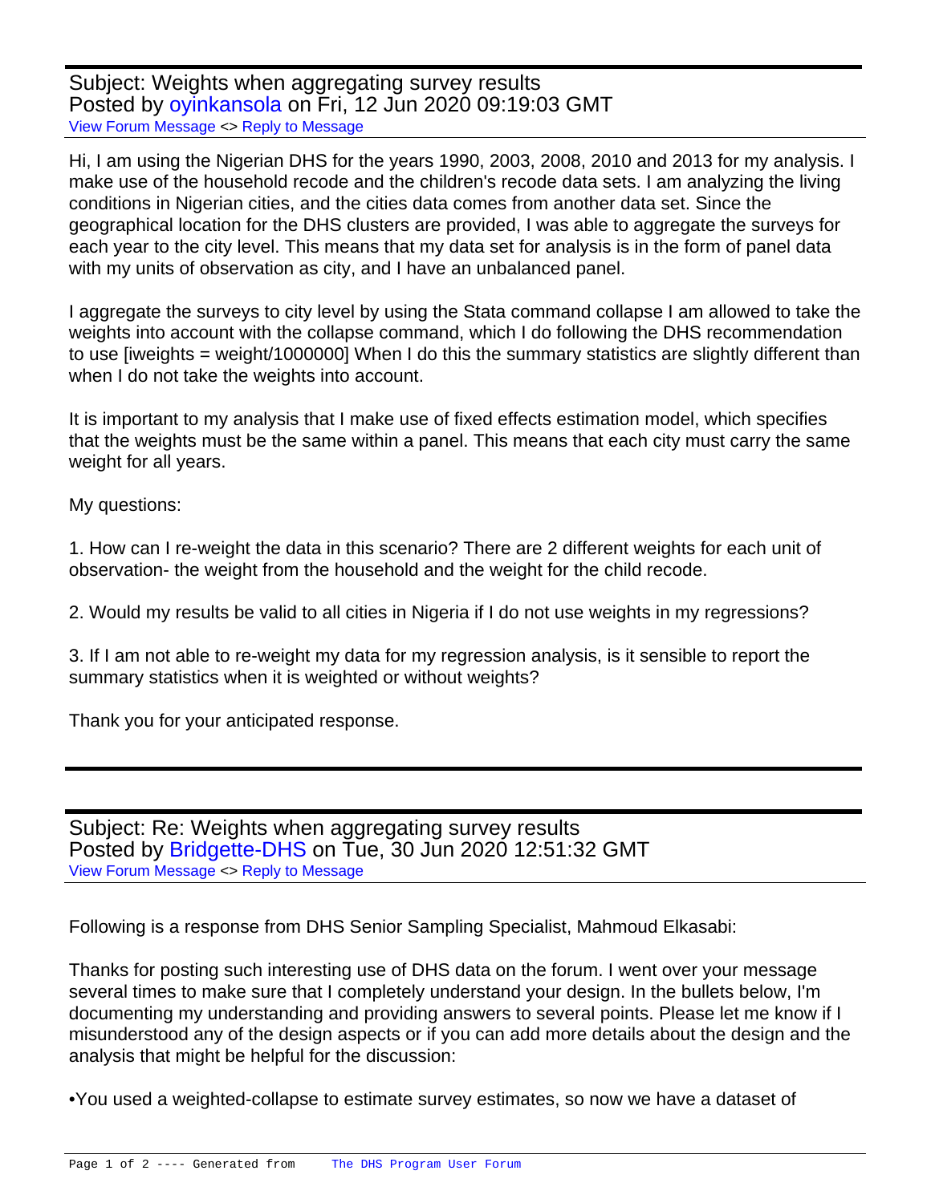Subject: Weights when aggregating survey results
Posted by oyinkansola on Fri, 12 Jun 2020 09:19:03 GMT
View Forum Message <> Reply to Message

Hi, I am using the Nigerian DHS for the years 1990, 2003, 2008, 2010 and 2013 for my analysis. I make use of the household recode and the children's recode data sets. I am analyzing the living conditions in Nigerian cities, and the cities data comes from another data set. Since the geographical location for the DHS clusters are provided, I was able to aggregate the surveys for each year to the city level. This means that my data set for analysis is in the form of panel data with my units of observation as city, and I have an unbalanced panel.

I aggregate the surveys to city level by using the Stata command collapse I am allowed to take the weights into account with the collapse command, which I do following the DHS recommendation to use [iweights = weight/1000000] When I do this the summary statistics are slightly different than when I do not take the weights into account.

It is important to my analysis that I make use of fixed effects estimation model, which specifies that the weights must be the same within a panel. This means that each city must carry the same weight for all years.

My questions:

1. How can I re-weight the data in this scenario? There are 2 different weights for each unit of observation- the weight from the household and the weight for the child recode.

2. Would my results be valid to all cities in Nigeria if I do not use weights in my regressions?

3. If I am not able to re-weight my data for my regression analysis, is it sensible to report the summary statistics when it is weighted or without weights?

Thank you for your anticipated response.

---

Subject: Re: Weights when aggregating survey results
Posted by Bridgette-DHS on Tue, 30 Jun 2020 12:51:32 GMT
View Forum Message <> Reply to Message

Following is a response from DHS Senior Sampling Specialist, Mahmoud Elkasabi:

Thanks for posting such interesting use of DHS data on the forum. I went over your message several times to make sure that I completely understand your design. In the bullets below, I'm documenting my understanding and providing answers to several points. Please let me know if I misunderstood any of the design aspects or if you can add more details about the design and the analysis that might be helpful for the discussion:

•You used a weighted-collapse to estimate survey estimates, so now we have a dataset of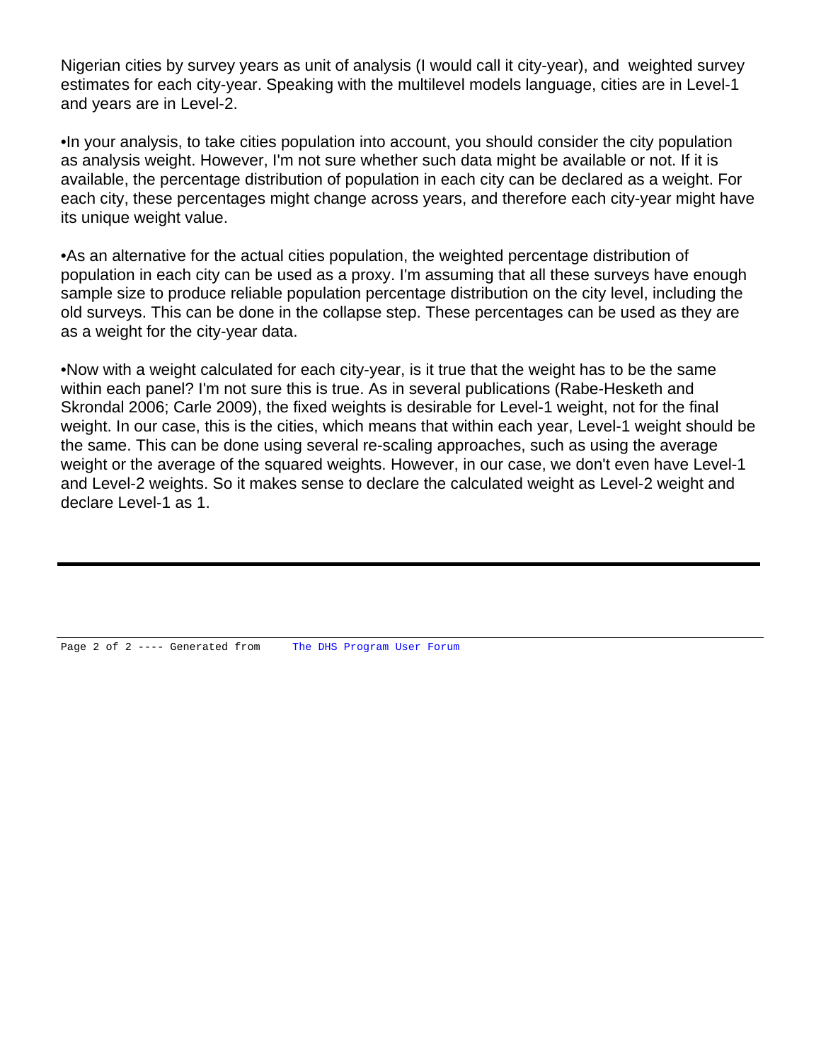Nigerian cities by survey years as unit of analysis (I would call it city-year), and weighted survey estimates for each city-year. Speaking with the multilevel models language, cities are in Level-1 and years are in Level-2.

•In your analysis, to take cities population into account, you should consider the city population as analysis weight. However, I'm not sure whether such data might be available or not. If it is available, the percentage distribution of population in each city can be declared as a weight. For each city, these percentages might change across years, and therefore each city-year might have its unique weight value.

•As an alternative for the actual cities population, the weighted percentage distribution of population in each city can be used as a proxy. I'm assuming that all these surveys have enough sample size to produce reliable population percentage distribution on the city level, including the old surveys. This can be done in the collapse step. These percentages can be used as they are as a weight for the city-year data.

•Now with a weight calculated for each city-year, is it true that the weight has to be the same within each panel? I'm not sure this is true. As in several publications (Rabe-Hesketh and Skrondal 2006; Carle 2009), the fixed weights is desirable for Level-1 weight, not for the final weight. In our case, this is the cities, which means that within each year, Level-1 weight should be the same. This can be done using several re-scaling approaches, such as using the average weight or the average of the squared weights. However, in our case, we don't even have Level-1 and Level-2 weights. So it makes sense to declare the calculated weight as Level-2 weight and declare Level-1 as 1.